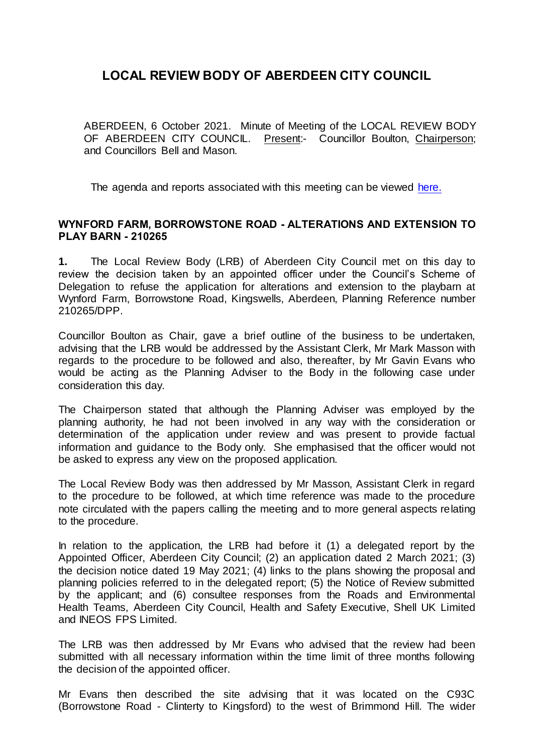# LOCAL REVIEW BODY OF ABERDEEN CITY COUNCIL

ABERDEEN, 6 October 2021. Minute of Meeting of the LOCAL REVIEW BODY OF ABERDEEN CITY COUNCIL. Present:- Councillor Boulton, Chairperson; and Councillors Bell and Mason.

The agenda and reports associated with this meeting can be viewed here.

## WYNFORD FARM, BORROWSTONE ROAD - ALTERATIONS AND EXTENSION TO PLAY BARN - 210265

**1.** The Local Review Body (LRB) of Aberdeen City Council met on this day to review the decision taken by an appointed officer under the Council's Scheme of Delegation to refuse the application for alterations and extension to the playbarn at Wynford Farm, Borrowstone Road, Kingswells, Aberdeen, Planning Reference number 210265/DPP.

Councillor Boulton as Chair, gave a brief outline of the business to be undertaken, advising that the LRB would be addressed by the Assistant Clerk, Mr Mark Masson with regards to the procedure to be followed and also, thereafter, by Mr Gavin Evans who would be acting as the Planning Adviser to the Body in the following case under consideration this day.

The Chairperson stated that although the Planning Adviser was employed by the planning authority, he had not been involved in any way with the consideration or determination of the application under review and was present to provide factual information and guidance to the Body only. She emphasised that the officer would not be asked to express any view on the proposed application.

The Local Review Body was then addressed by Mr Masson, Assistant Clerk in regard to the procedure to be followed, at which time reference was made to the procedure note circulated with the papers calling the meeting and to more general aspects relating to the procedure.

In relation to the application, the LRB had before it (1) a delegated report by the Appointed Officer, Aberdeen City Council; (2) an application dated 2 March 2021; (3) the decision notice dated 19 May 2021; (4) links to the plans showing the proposal and planning policies referred to in the delegated report; (5) the Notice of Review submitted by the applicant; and (6) consultee responses from the Roads and Environmental Health Teams, Aberdeen City Council, Health and Safety Executive, Shell UK Limited and INEOS FPS Limited.

The LRB was then addressed by Mr Evans who advised that the review had been submitted with all necessary information within the time limit of three months following the decision of the appointed officer.

Mr Evans then described the site advising that it was located on the C93C (Borrowstone Road - Clinterty to Kingsford) to the west of Brimmond Hill. The wider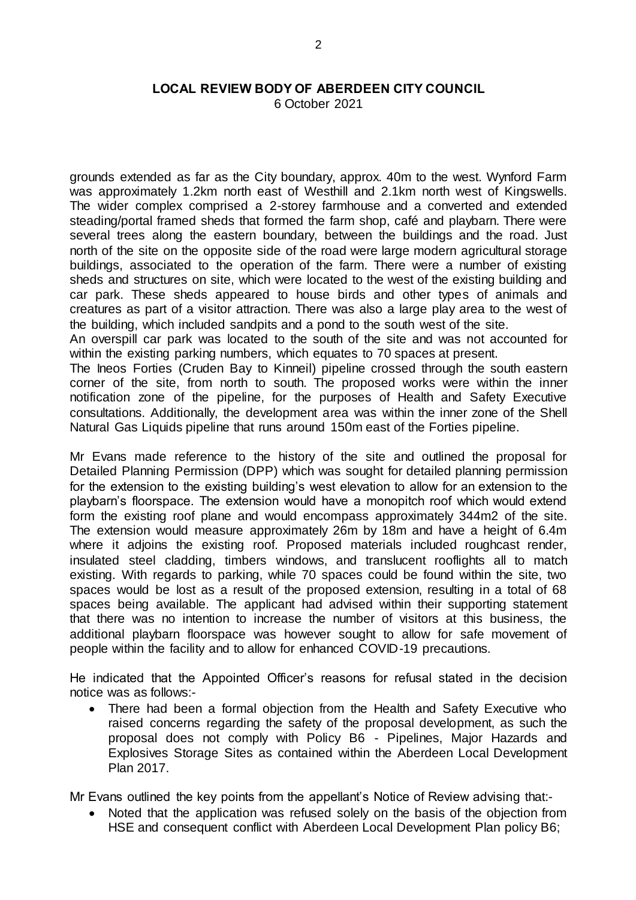grounds extended as far as the City boundary, approx. 40m to the west. Wynford Farm was approximately 1.2km north east of Westhill and 2.1km north west of Kingswells. The wider complex comprised a 2-storey farmhouse and a converted and extended steading/portal framed sheds that formed the farm shop, café and playbarn. There were several trees along the eastern boundary, between the buildings and the road. Just north of the site on the opposite side of the road were large modern agricultural storage buildings, associated to the operation of the farm. There were a number of existing sheds and structures on site, which were located to the west of the existing building and car park. These sheds appeared to house birds and other types of animals and creatures as part of a visitor attraction. There was also a large play area to the west of the building, which included sandpits and a pond to the south west of the site.

An overspill car park was located to the south of the site and was not accounted for within the existing parking numbers, which equates to 70 spaces at present.

The Ineos Forties (Cruden Bay to Kinneil) pipeline crossed through the south eastern corner of the site, from north to south. The proposed works were within the inner notification zone of the pipeline, for the purposes of Health and Safety Executive consultations. Additionally, the development area was within the inner zone of the Shell Natural Gas Liquids pipeline that runs around 150m east of the Forties pipeline.

Mr Evans made reference to the history of the site and outlined the proposal for Detailed Planning Permission (DPP) which was sought for detailed planning permission for the extension to the existing building's west elevation to allow for an extension to the playbarn's floorspace. The extension would have a monopitch roof which would extend form the existing roof plane and would encompass approximately 344m2 of the site. The extension would measure approximately 26m by 18m and have a height of 6.4m where it adjoins the existing roof. Proposed materials included roughcast render, insulated steel cladding, timbers windows, and translucent rooflights all to match existing. With regards to parking, while 70 spaces could be found within the site, two spaces would be lost as a result of the proposed extension, resulting in a total of 68 spaces being available. The applicant had advised within their supporting statement that there was no intention to increase the number of visitors at this business, the additional playbarn floorspace was however sought to allow for safe movement of people within the facility and to allow for enhanced COVID-19 precautions.

He indicated that the Appointed Officer's reasons for refusal stated in the decision notice was as follows:-

- There had been a formal objection from the Health and Safety Executive who raised concerns regarding the safety of the proposal development, as such the proposal does not comply with Policy B6 - Pipelines, Major Hazards and Explosives Storage Sites as contained within the Aberdeen Local Development Plan 2017.

Mr Evans outlined the key points from the appellant's Notice of Review advising that:-

- Noted that the application was refused solely on the basis of the objection from HSE and consequent conflict with Aberdeen Local Development Plan policy B6;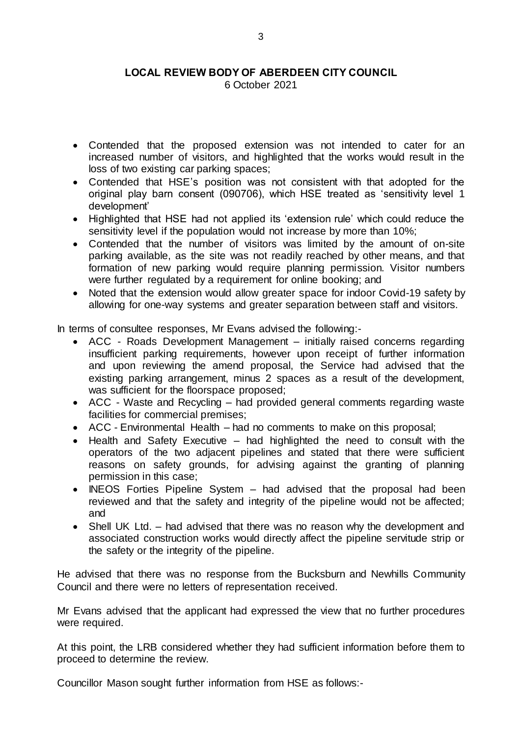- Contended that the proposed extension was not intended to cater for an increased number of visitors, and highlighted that the works would result in the loss of two existing car parking spaces;
- Contended that HSE's position was not consistent with that adopted for the original play barn consent (090706), which HSE treated as 'sensitivity level 1 development'
- Highlighted that HSE had not applied its 'extension rule' which could reduce the sensitivity level if the population would not increase by more than 10%;
- Contended that the number of visitors was limited by the amount of on-site parking available, as the site was not readily reached by other means, and that formation of new parking would require planning permission. Visitor numbers were further regulated by a requirement for online booking; and
- Noted that the extension would allow greater space for indoor Covid-19 safety by allowing for one-way systems and greater separation between staff and visitors.

In terms of consultee responses, Mr Evans advised the following:-

- ACC - Roads Development Management – initially raised concerns regarding insufficient parking requirements, however upon receipt of further information and upon reviewing the amend proposal, the Service had advised that the existing parking arrangement, minus 2 spaces as a result of the development, was sufficient for the floorspace proposed;
- ACC - Waste and Recycling – had provided general comments regarding waste facilities for commercial premises;
- ACC - Environmental Health – had no comments to make on this proposal;
- Health and Safety Executive – had highlighted the need to consult with the operators of the two adjacent pipelines and stated that there were sufficient reasons on safety grounds, for advising against the granting of planning permission in this case;
- INEOS Forties Pipeline System – had advised that the proposal had been reviewed and that the safety and integrity of the pipeline would not be affected; and
- Shell UK Ltd. – had advised that there was no reason why the development and associated construction works would directly affect the pipeline servitude strip or the safety or the integrity of the pipeline.

He advised that there was no response from the Bucksburn and Newhills Community Council and there were no letters of representation received.

Mr Evans advised that the applicant had expressed the view that no further procedures were required.

At this point, the LRB considered whether they had sufficient information before them to proceed to determine the review.

Councillor Mason sought further information from HSE as follows:-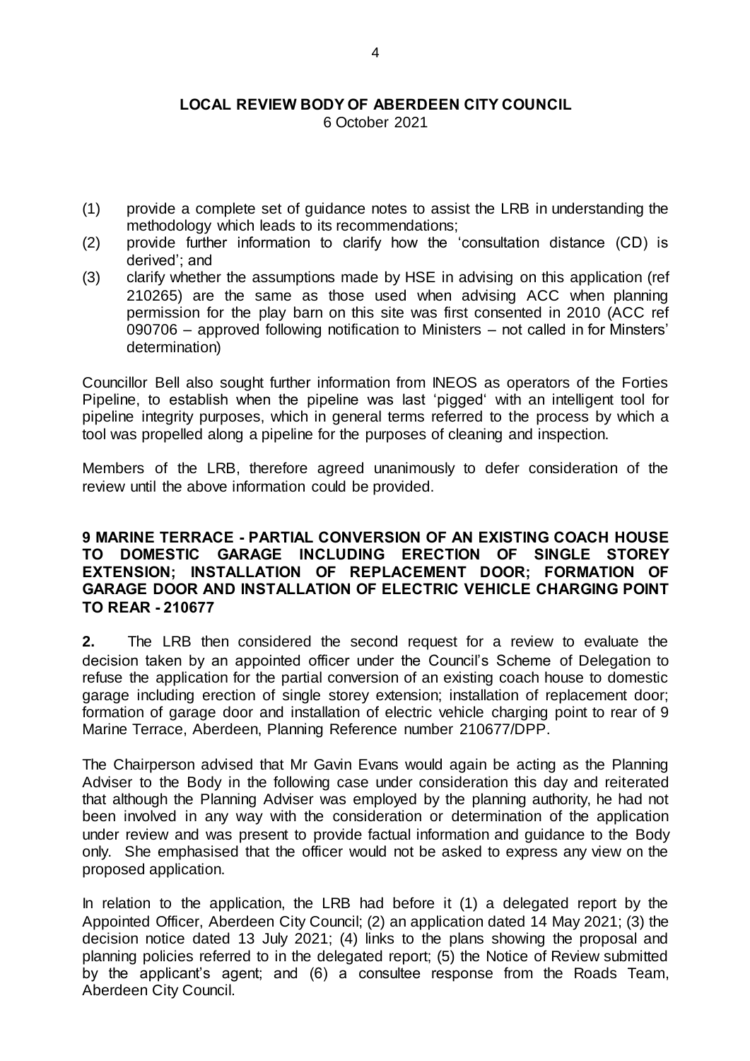**LOCAL REVIEW BODY OF ABERDEEN CITY COUNCIL**
6 October 2021

(1) provide a complete set of guidance notes to assist the LRB in understanding the methodology which leads to its recommendations;
(2) provide further information to clarify how the 'consultation distance (CD) is derived'; and
(3) clarify whether the assumptions made by HSE in advising on this application (ref 210265) are the same as those used when advising ACC when planning permission for the play barn on this site was first consented in 2010 (ACC ref 090706 – approved following notification to Ministers – not called in for Minsters' determination)

Councillor Bell also sought further information from INEOS as operators of the Forties Pipeline, to establish when the pipeline was last 'pigged' with an intelligent tool for pipeline integrity purposes, which in general terms referred to the process by which a tool was propelled along a pipeline for the purposes of cleaning and inspection.

Members of the LRB, therefore agreed unanimously to defer consideration of the review until the above information could be provided.

**9 MARINE TERRACE - PARTIAL CONVERSION OF AN EXISTING COACH HOUSE TO DOMESTIC GARAGE INCLUDING ERECTION OF SINGLE STOREY EXTENSION; INSTALLATION OF REPLACEMENT DOOR; FORMATION OF GARAGE DOOR AND INSTALLATION OF ELECTRIC VEHICLE CHARGING POINT TO REAR - 210677**

**2.** The LRB then considered the second request for a review to evaluate the decision taken by an appointed officer under the Council's Scheme of Delegation to refuse the application for the partial conversion of an existing coach house to domestic garage including erection of single storey extension; installation of replacement door; formation of garage door and installation of electric vehicle charging point to rear of 9 Marine Terrace, Aberdeen, Planning Reference number 210677/DPP.

The Chairperson advised that Mr Gavin Evans would again be acting as the Planning Adviser to the Body in the following case under consideration this day and reiterated that although the Planning Adviser was employed by the planning authority, he had not been involved in any way with the consideration or determination of the application under review and was present to provide factual information and guidance to the Body only. She emphasised that the officer would not be asked to express any view on the proposed application.

In relation to the application, the LRB had before it (1) a delegated report by the Appointed Officer, Aberdeen City Council; (2) an application dated 14 May 2021; (3) the decision notice dated 13 July 2021; (4) links to the plans showing the proposal and planning policies referred to in the delegated report; (5) the Notice of Review submitted by the applicant's agent; and (6) a consultee response from the Roads Team, Aberdeen City Council.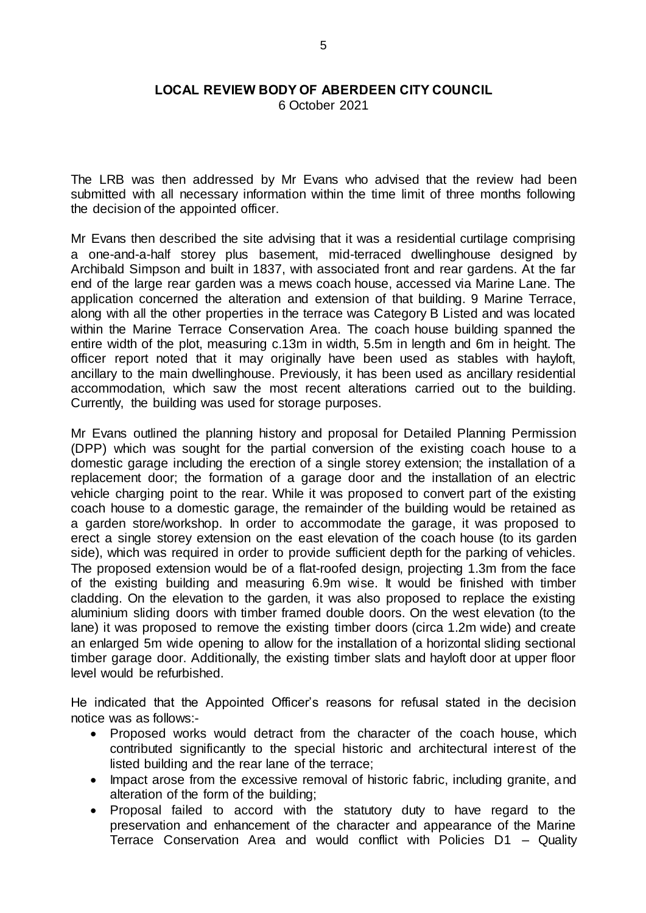**LOCAL REVIEW BODY OF ABERDEEN CITY COUNCIL**
6 October 2021

The LRB was then addressed by Mr Evans who advised that the review had been submitted with all necessary information within the time limit of three months following the decision of the appointed officer.

Mr Evans then described the site advising that it was a residential curtilage comprising a one-and-a-half storey plus basement, mid-terraced dwellinghouse designed by Archibald Simpson and built in 1837, with associated front and rear gardens. At the far end of the large rear garden was a mews coach house, accessed via Marine Lane. The application concerned the alteration and extension of that building. 9 Marine Terrace, along with all the other properties in the terrace was Category B Listed and was located within the Marine Terrace Conservation Area. The coach house building spanned the entire width of the plot, measuring c.13m in width, 5.5m in length and 6m in height. The officer report noted that it may originally have been used as stables with hayloft, ancillary to the main dwellinghouse. Previously, it has been used as ancillary residential accommodation, which saw the most recent alterations carried out to the building. Currently, the building was used for storage purposes.

Mr Evans outlined the planning history and proposal for Detailed Planning Permission (DPP) which was sought for the partial conversion of the existing coach house to a domestic garage including the erection of a single storey extension; the installation of a replacement door; the formation of a garage door and the installation of an electric vehicle charging point to the rear. While it was proposed to convert part of the existing coach house to a domestic garage, the remainder of the building would be retained as a garden store/workshop. In order to accommodate the garage, it was proposed to erect a single storey extension on the east elevation of the coach house (to its garden side), which was required in order to provide sufficient depth for the parking of vehicles. The proposed extension would be of a flat-roofed design, projecting 1.3m from the face of the existing building and measuring 6.9m wise. It would be finished with timber cladding. On the elevation to the garden, it was also proposed to replace the existing aluminium sliding doors with timber framed double doors. On the west elevation (to the lane) it was proposed to remove the existing timber doors (circa 1.2m wide) and create an enlarged 5m wide opening to allow for the installation of a horizontal sliding sectional timber garage door. Additionally, the existing timber slats and hayloft door at upper floor level would be refurbished.

He indicated that the Appointed Officer's reasons for refusal stated in the decision notice was as follows:-

- Proposed works would detract from the character of the coach house, which contributed significantly to the special historic and architectural interest of the listed building and the rear lane of the terrace;
- Impact arose from the excessive removal of historic fabric, including granite, and alteration of the form of the building;
- Proposal failed to accord with the statutory duty to have regard to the preservation and enhancement of the character and appearance of the Marine Terrace Conservation Area and would conflict with Policies D1 – Quality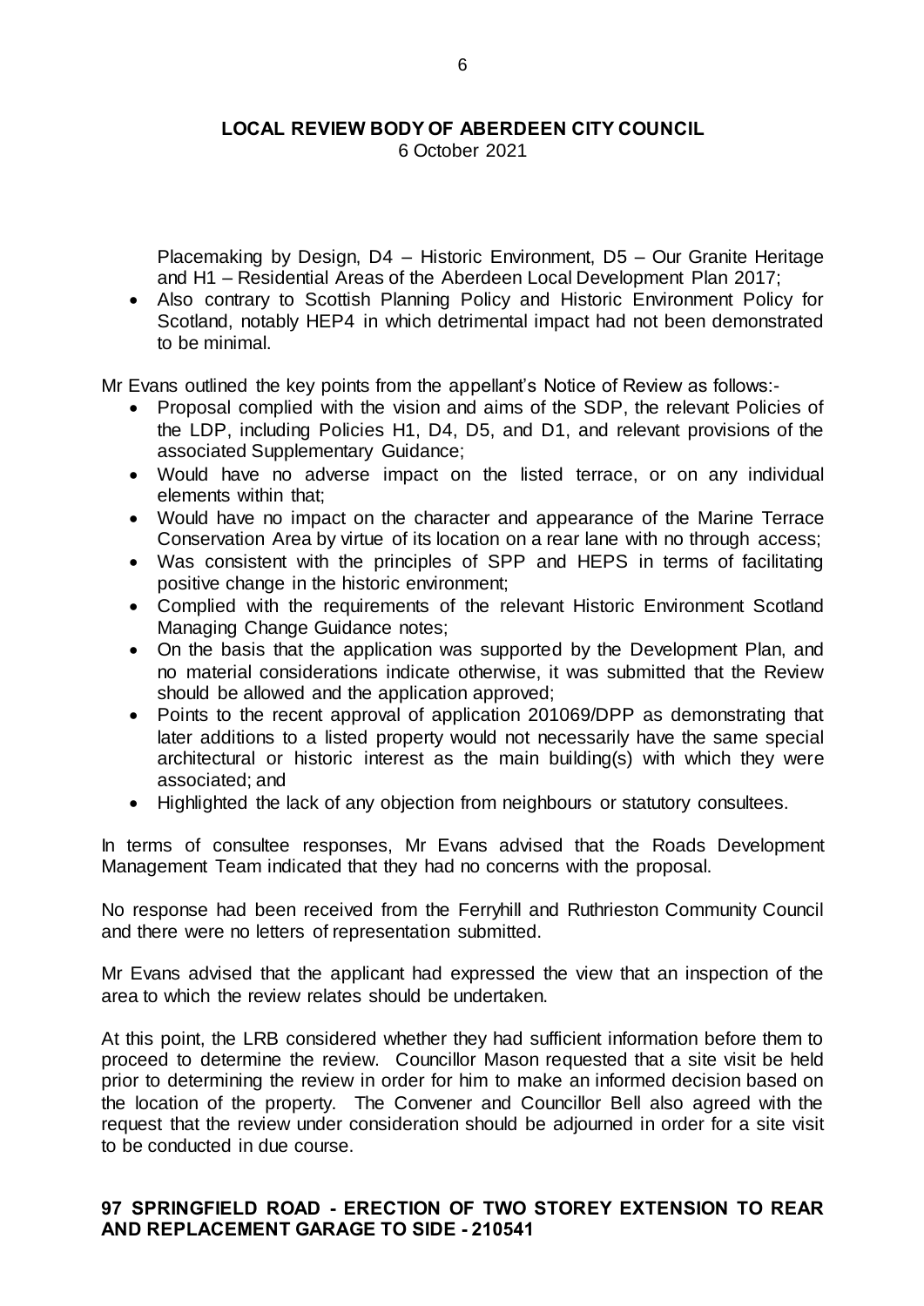Placemaking by Design, D4 – Historic Environment, D5 – Our Granite Heritage and H1 – Residential Areas of the Aberdeen Local Development Plan 2017;

- Also contrary to Scottish Planning Policy and Historic Environment Policy for Scotland, notably HEP4 in which detrimental impact had not been demonstrated to be minimal.

Mr Evans outlined the key points from the appellant's Notice of Review as follows:-

- Proposal complied with the vision and aims of the SDP, the relevant Policies of the LDP, including Policies H1, D4, D5, and D1, and relevant provisions of the associated Supplementary Guidance;
- Would have no adverse impact on the listed terrace, or on any individual elements within that;
- Would have no impact on the character and appearance of the Marine Terrace Conservation Area by virtue of its location on a rear lane with no through access;
- Was consistent with the principles of SPP and HEPS in terms of facilitating positive change in the historic environment;
- Complied with the requirements of the relevant Historic Environment Scotland Managing Change Guidance notes;
- On the basis that the application was supported by the Development Plan, and no material considerations indicate otherwise, it was submitted that the Review should be allowed and the application approved;
- Points to the recent approval of application 201069/DPP as demonstrating that later additions to a listed property would not necessarily have the same special architectural or historic interest as the main building(s) with which they were associated; and
- Highlighted the lack of any objection from neighbours or statutory consultees.

In terms of consultee responses, Mr Evans advised that the Roads Development Management Team indicated that they had no concerns with the proposal.

No response had been received from the Ferryhill and Ruthrieston Community Council and there were no letters of representation submitted.

Mr Evans advised that the applicant had expressed the view that an inspection of the area to which the review relates should be undertaken.

At this point, the LRB considered whether they had sufficient information before them to proceed to determine the review. Councillor Mason requested that a site visit be held prior to determining the review in order for him to make an informed decision based on the location of the property. The Convener and Councillor Bell also agreed with the request that the review under consideration should be adjourned in order for a site visit to be conducted in due course.

## 97 SPRINGFIELD ROAD - ERECTION OF TWO STOREY EXTENSION TO REAR AND REPLACEMENT GARAGE TO SIDE - 210541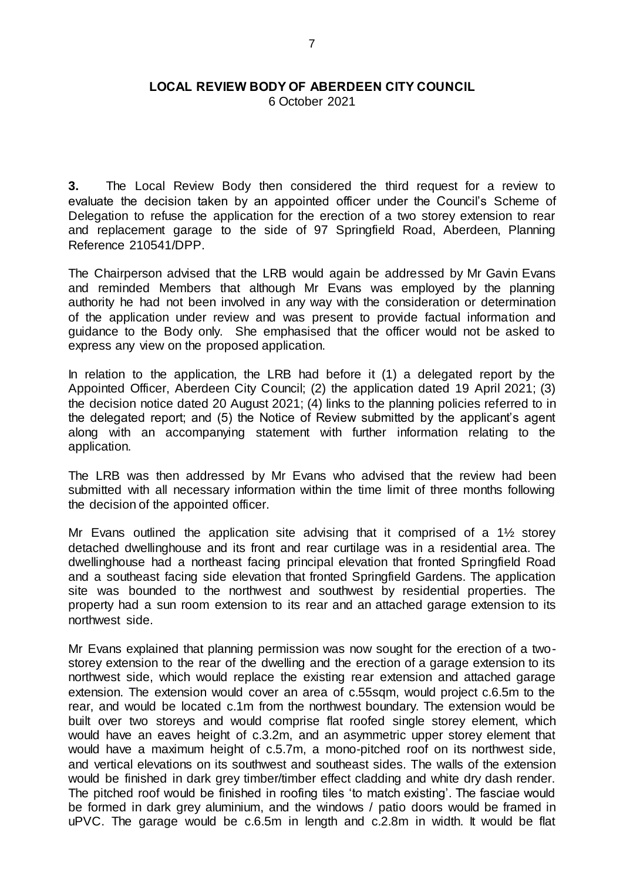**LOCAL REVIEW BODY OF ABERDEEN CITY COUNCIL**
6 October 2021

**3.** The Local Review Body then considered the third request for a review to evaluate the decision taken by an appointed officer under the Council's Scheme of Delegation to refuse the application for the erection of a two storey extension to rear and replacement garage to the side of 97 Springfield Road, Aberdeen, Planning Reference 210541/DPP.

The Chairperson advised that the LRB would again be addressed by Mr Gavin Evans and reminded Members that although Mr Evans was employed by the planning authority he had not been involved in any way with the consideration or determination of the application under review and was present to provide factual information and guidance to the Body only. She emphasised that the officer would not be asked to express any view on the proposed application.

In relation to the application, the LRB had before it (1) a delegated report by the Appointed Officer, Aberdeen City Council; (2) the application dated 19 April 2021; (3) the decision notice dated 20 August 2021; (4) links to the planning policies referred to in the delegated report; and (5) the Notice of Review submitted by the applicant's agent along with an accompanying statement with further information relating to the application.

The LRB was then addressed by Mr Evans who advised that the review had been submitted with all necessary information within the time limit of three months following the decision of the appointed officer.

Mr Evans outlined the application site advising that it comprised of a 1½ storey detached dwellinghouse and its front and rear curtilage was in a residential area. The dwellinghouse had a northeast facing principal elevation that fronted Springfield Road and a southeast facing side elevation that fronted Springfield Gardens. The application site was bounded to the northwest and southwest by residential properties. The property had a sun room extension to its rear and an attached garage extension to its northwest side.

Mr Evans explained that planning permission was now sought for the erection of a two-storey extension to the rear of the dwelling and the erection of a garage extension to its northwest side, which would replace the existing rear extension and attached garage extension. The extension would cover an area of c.55sqm, would project c.6.5m to the rear, and would be located c.1m from the northwest boundary. The extension would be built over two storeys and would comprise flat roofed single storey element, which would have an eaves height of c.3.2m, and an asymmetric upper storey element that would have a maximum height of c.5.7m, a mono-pitched roof on its northwest side, and vertical elevations on its southwest and southeast sides. The walls of the extension would be finished in dark grey timber/timber effect cladding and white dry dash render. The pitched roof would be finished in roofing tiles 'to match existing'. The fasciae would be formed in dark grey aluminium, and the windows / patio doors would be framed in uPVC. The garage would be c.6.5m in length and c.2.8m in width. It would be flat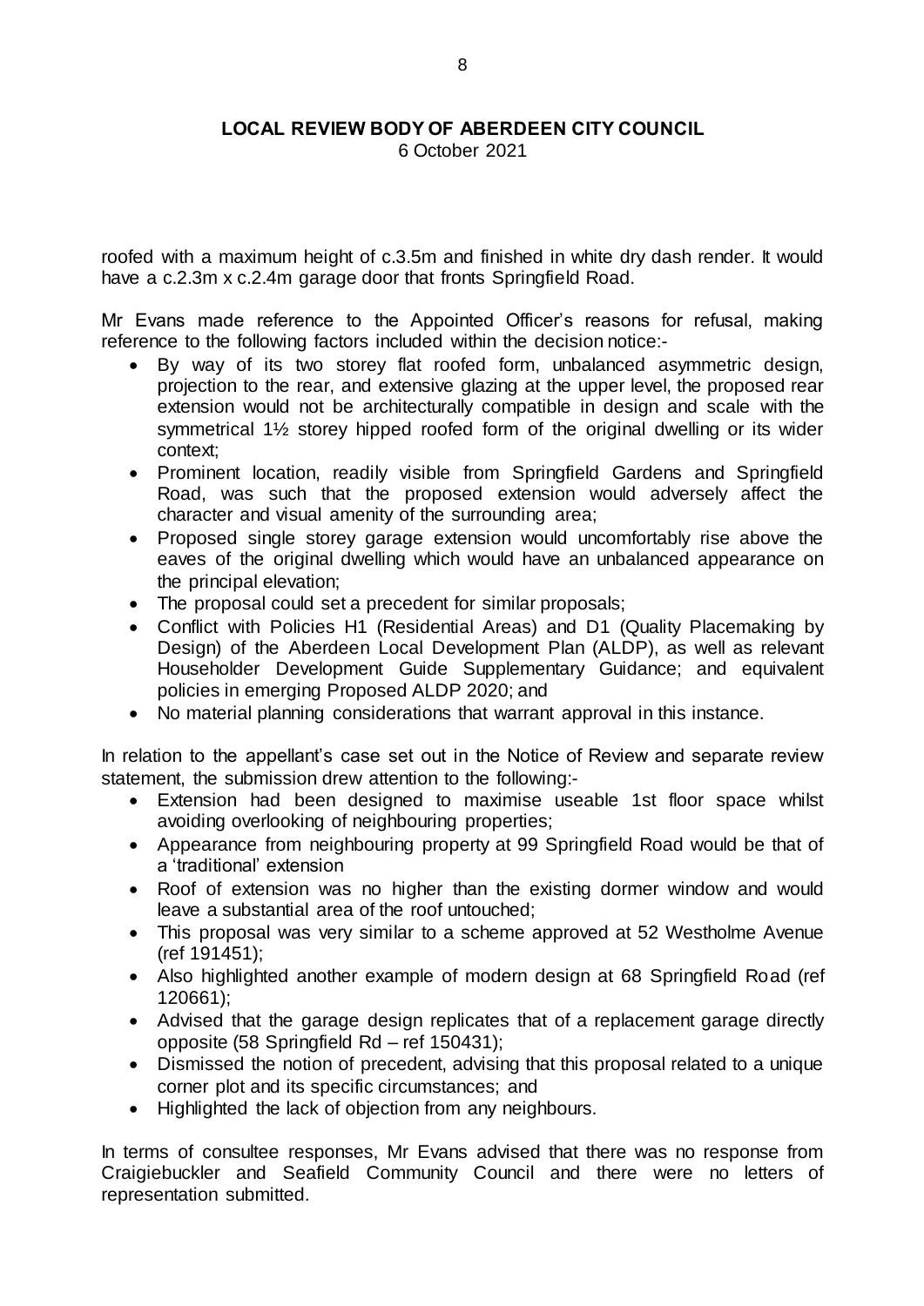roofed with a maximum height of c.3.5m and finished in white dry dash render. It would have a c.2.3m x c.2.4m garage door that fronts Springfield Road.

Mr Evans made reference to the Appointed Officer's reasons for refusal, making reference to the following factors included within the decision notice:-

- By way of its two storey flat roofed form, unbalanced asymmetric design, projection to the rear, and extensive glazing at the upper level, the proposed rear extension would not be architecturally compatible in design and scale with the symmetrical 1½ storey hipped roofed form of the original dwelling or its wider context;
- Prominent location, readily visible from Springfield Gardens and Springfield Road, was such that the proposed extension would adversely affect the character and visual amenity of the surrounding area;
- Proposed single storey garage extension would uncomfortably rise above the eaves of the original dwelling which would have an unbalanced appearance on the principal elevation;
- The proposal could set a precedent for similar proposals;
- Conflict with Policies H1 (Residential Areas) and D1 (Quality Placemaking by Design) of the Aberdeen Local Development Plan (ALDP), as well as relevant Householder Development Guide Supplementary Guidance; and equivalent policies in emerging Proposed ALDP 2020; and
- No material planning considerations that warrant approval in this instance.

In relation to the appellant's case set out in the Notice of Review and separate review statement, the submission drew attention to the following:-

- Extension had been designed to maximise useable 1st floor space whilst avoiding overlooking of neighbouring properties;
- Appearance from neighbouring property at 99 Springfield Road would be that of a 'traditional' extension
- Roof of extension was no higher than the existing dormer window and would leave a substantial area of the roof untouched;
- This proposal was very similar to a scheme approved at 52 Westholme Avenue (ref 191451);
- Also highlighted another example of modern design at 68 Springfield Road (ref 120661);
- Advised that the garage design replicates that of a replacement garage directly opposite (58 Springfield Rd – ref 150431);
- Dismissed the notion of precedent, advising that this proposal related to a unique corner plot and its specific circumstances; and
- Highlighted the lack of objection from any neighbours.

In terms of consultee responses, Mr Evans advised that there was no response from Craigiebuckler and Seafield Community Council and there were no letters of representation submitted.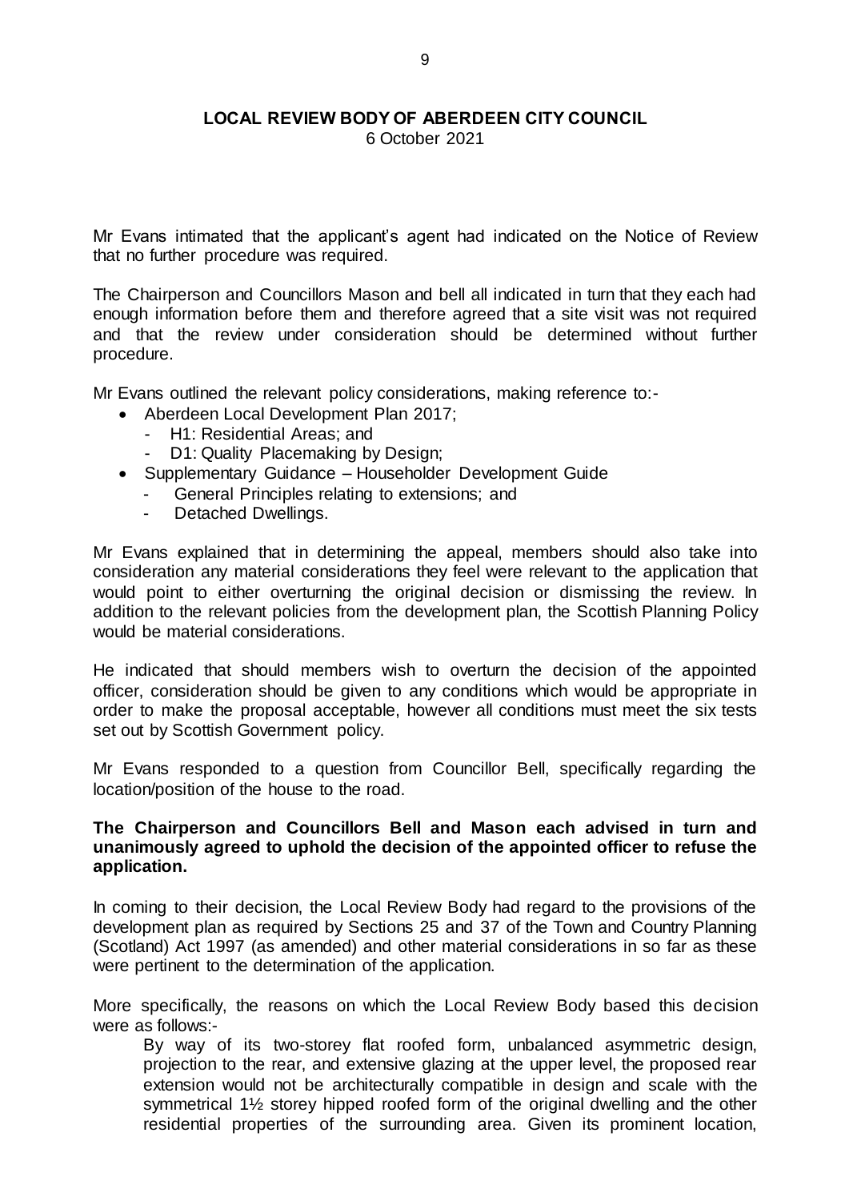**LOCAL REVIEW BODY OF ABERDEEN CITY COUNCIL**
6 October 2021

Mr Evans intimated that the applicant's agent had indicated on the Notice of Review that no further procedure was required.

The Chairperson and Councillors Mason and bell all indicated in turn that they each had enough information before them and therefore agreed that a site visit was not required and that the review under consideration should be determined without further procedure.

Mr Evans outlined the relevant policy considerations, making reference to:-

- Aberdeen Local Development Plan 2017;
  - H1: Residential Areas; and
  - D1: Quality Placemaking by Design;
- Supplementary Guidance – Householder Development Guide
  - General Principles relating to extensions; and
  - Detached Dwellings.

Mr Evans explained that in determining the appeal, members should also take into consideration any material considerations they feel were relevant to the application that would point to either overturning the original decision or dismissing the review. In addition to the relevant policies from the development plan, the Scottish Planning Policy would be material considerations.

He indicated that should members wish to overturn the decision of the appointed officer, consideration should be given to any conditions which would be appropriate in order to make the proposal acceptable, however all conditions must meet the six tests set out by Scottish Government policy.

Mr Evans responded to a question from Councillor Bell, specifically regarding the location/position of the house to the road.

**The Chairperson and Councillors Bell and Mason each advised in turn and unanimously agreed to uphold the decision of the appointed officer to refuse the application.**

In coming to their decision, the Local Review Body had regard to the provisions of the development plan as required by Sections 25 and 37 of the Town and Country Planning (Scotland) Act 1997 (as amended) and other material considerations in so far as these were pertinent to the determination of the application.

More specifically, the reasons on which the Local Review Body based this decision were as follows:-

By way of its two-storey flat roofed form, unbalanced asymmetric design, projection to the rear, and extensive glazing at the upper level, the proposed rear extension would not be architecturally compatible in design and scale with the symmetrical 1½ storey hipped roofed form of the original dwelling and the other residential properties of the surrounding area. Given its prominent location,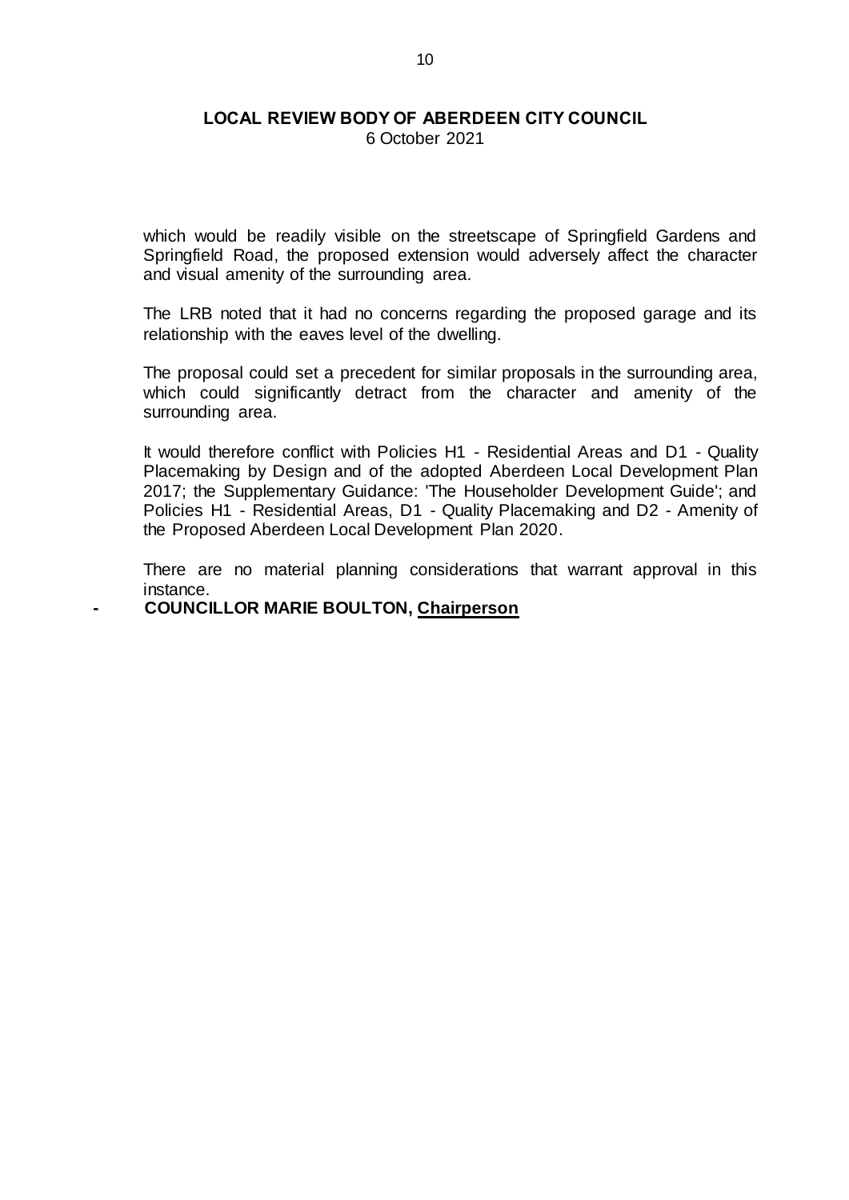which would be readily visible on the streetscape of Springfield Gardens and Springfield Road, the proposed extension would adversely affect the character and visual amenity of the surrounding area.

The LRB noted that it had no concerns regarding the proposed garage and its relationship with the eaves level of the dwelling.

The proposal could set a precedent for similar proposals in the surrounding area, which could significantly detract from the character and amenity of the surrounding area.

It would therefore conflict with Policies H1 - Residential Areas and D1 - Quality Placemaking by Design and of the adopted Aberdeen Local Development Plan 2017; the Supplementary Guidance: 'The Householder Development Guide'; and Policies H1 - Residential Areas, D1 - Quality Placemaking and D2 - Amenity of the Proposed Aberdeen Local Development Plan 2020.

There are no material planning considerations that warrant approval in this instance.

**- COUNCILLOR MARIE BOULTON, Chairperson**